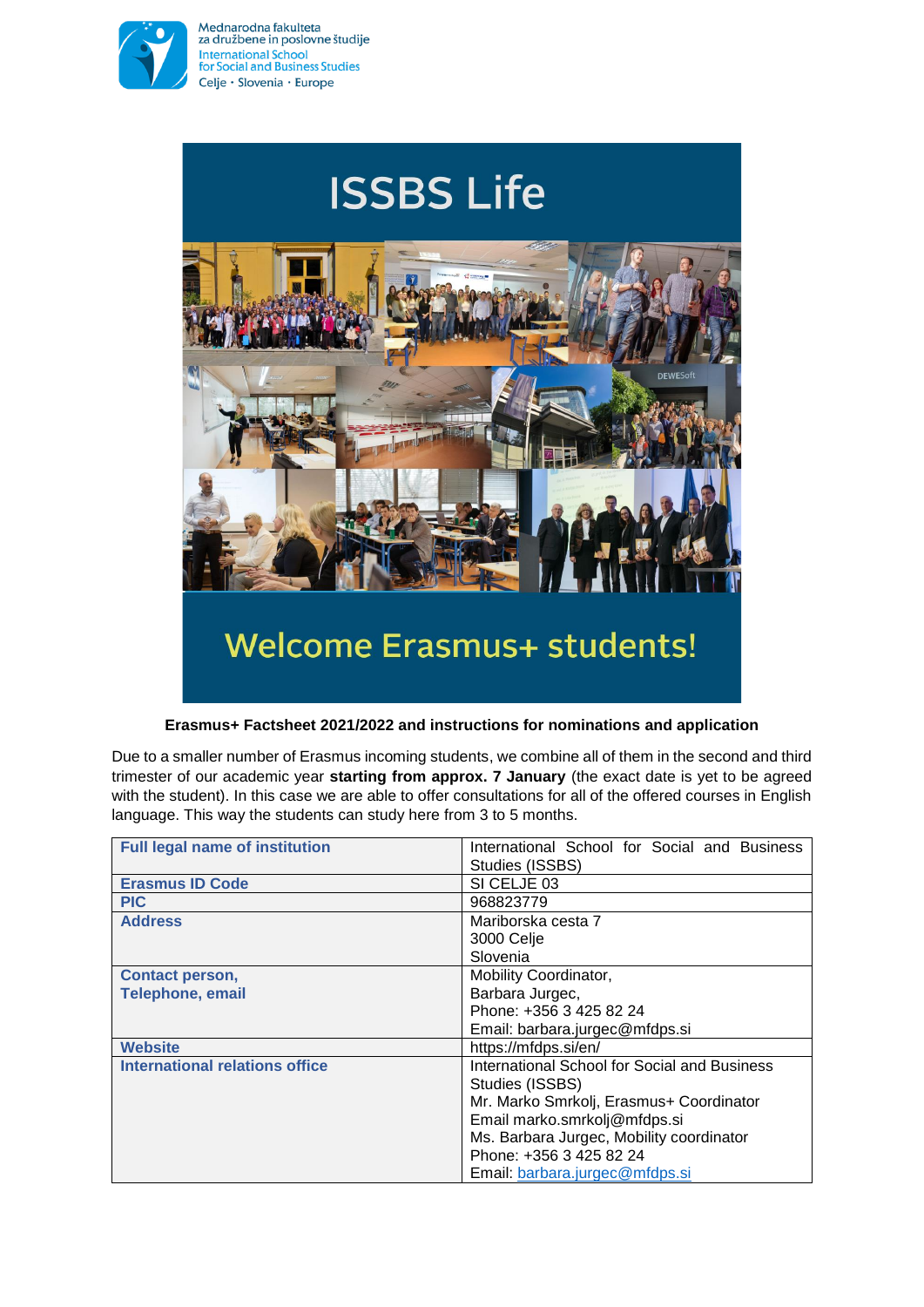Mednarodna fakulteta za družbene in poslovne študije
International School for Social and Business Studies
Celje · Slovenia · Europe

# ISSBS Life

## Welcome Erasmus+ students!

**Erasmus+ Factsheet 2021/2022 and instructions for nominations and application**

Due to a smaller number of Erasmus incoming students, we combine all of them in the second and third trimester of our academic year **starting from approx. 7 January** (the exact date is yet to be agreed with the student). In this case we are able to offer consultations for all of the offered courses in English language. This way the students can study here from 3 to 5 months.

| | |
|---|---|
| **Full legal name of institution** | International School for Social and Business Studies (ISSBS) |
| **Erasmus ID Code** | SI CELJE 03 |
| **PIC** | 968823779 |
| **Address** | Mariborska cesta 7<br>3000 Celje<br>Slovenia |
| **Contact person, Telephone, email** | Mobility Coordinator,<br>Barbara Jurgec,<br>Phone: +356 3 425 82 24<br>Email: barbara.jurgec@mfdps.si |
| **Website** | https://mfdps.si/en/ |
| **International relations office** | International School for Social and Business Studies (ISSBS)<br>Mr. Marko Smrkolj, Erasmus+ Coordinator<br>Email marko.smrkolj@mfdps.si<br>Ms. Barbara Jurgec, Mobility coordinator<br>Phone: +356 3 425 82 24<br>Email: barbara.jurgec@mfdps.si |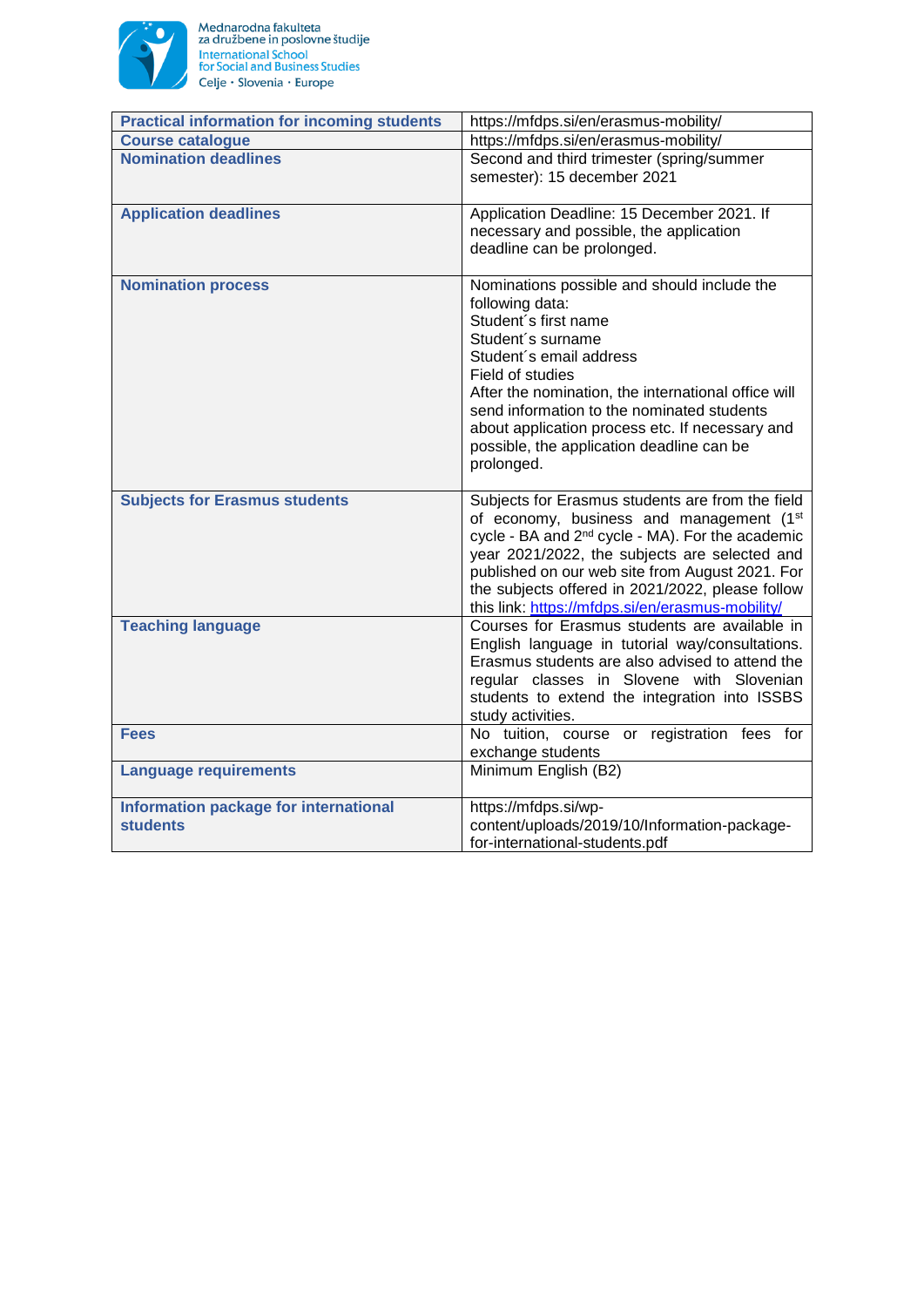Mednarodna fakulteta za družbene in poslovne študije
International School for Social and Business Studies
Celje · Slovenia · Europe

| | |
|---|---|
| **Practical information for incoming students** | https://mfdps.si/en/erasmus-mobility/ |
| **Course catalogue** | https://mfdps.si/en/erasmus-mobility/ |
| **Nomination deadlines** | Second and third trimester (spring/summer semester): 15 december 2021 |
| **Application deadlines** | Application Deadline: 15 December 2021. If necessary and possible, the application deadline can be prolonged. |
| **Nomination process** | Nominations possible and should include the following data:<br>Student´s first name<br>Student´s surname<br>Student´s email address<br>Field of studies<br>After the nomination, the international office will send information to the nominated students about application process etc. If necessary and possible, the application deadline can be prolonged. |
| **Subjects for Erasmus students** | Subjects for Erasmus students are from the field of economy, business and management (1st cycle - BA and 2nd cycle - MA). For the academic year 2021/2022, the subjects are selected and published on our web site from August 2021. For the subjects offered in 2021/2022, please follow this link: https://mfdps.si/en/erasmus-mobility/ |
| **Teaching language** | Courses for Erasmus students are available in English language in tutorial way/consultations. Erasmus students are also advised to attend the regular classes in Slovene with Slovenian students to extend the integration into ISSBS study activities. |
| **Fees** | No tuition, course or registration fees for exchange students |
| **Language requirements** | Minimum English (B2) |
| **Information package for international students** | https://mfdps.si/wp-content/uploads/2019/10/Information-package-for-international-students.pdf |